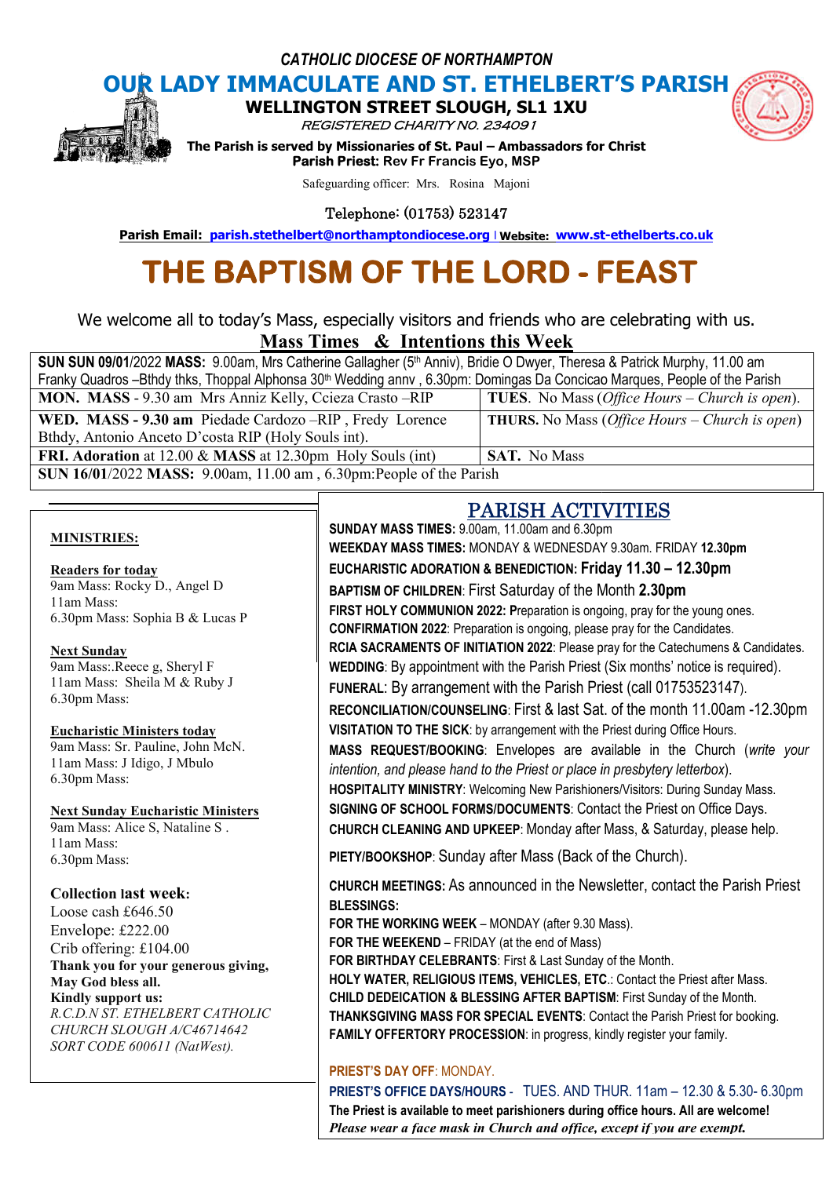*CATHOLIC DIOCESE OF NORTHAMPTON*

# OUR LADY IMMACULATE AND ST. ETHELBERT'S PARISH

**WELLINGTON STREET SLOUGH, SL1 1XU**

*REGISTERED CHARITY NO. 234091*

**The Parish is served by Missionaries of St. Paul – Ambassadors for Christ**
**Parish Priest:** Rev Fr Francis Eyo, MSP

Safeguarding officer: Mrs. Rosina Majoni

Telephone: (01753) 523147

**Parish Email: parish.stethelbert@northamptondiocese.org | Website: www.st-ethelberts.co.uk**

# THE BAPTISM OF THE LORD - FEAST

We welcome all to today's Mass, especially visitors and friends who are celebrating with us.

## Mass Times & Intentions this Week

| | |
|---|---|
| **SUN SUN 09/01**/2022 **MASS:** 9.00am, Mrs Catherine Gallagher (5th Anniv), Bridie O Dwyer, Theresa & Patrick Murphy, 11.00 am Franky Quadros –Bthdy thks, Thoppal Alphonsa 30th Wedding annv , 6.30pm: Domingas Da Concicao Marques, People of the Parish | |
| **MON. MASS** - 9.30 am Mrs Anniz Kelly, Ccieza Crasto –RIP | **TUES.** No Mass (*Office Hours – Church is open*). |
| **WED. MASS - 9.30 am** Piedade Cardozo –RIP , Fredy Lorence Bthdy, Antonio Anceto D'costa RIP (Holy Souls int). | **THURS.** No Mass (*Office Hours – Church is open*) |
| **FRI. Adoration** at 12.00 & **MASS** at 12.30pm Holy Souls (int) | **SAT.** No Mass |
| **SUN 16/01**/2022 **MASS:** 9.00am, 11.00 am , 6.30pm:People of the Parish | |

### MINISTRIES:

**Readers for today**
9am Mass: Rocky D., Angel D
11am Mass:
6.30pm Mass: Sophia B & Lucas P

**Next Sunday**
9am Mass:.Reece g, Sheryl F
11am Mass: Sheila M & Ruby J
6.30pm Mass:

**Eucharistic Ministers today**
9am Mass: Sr. Pauline, John McN.
11am Mass: J Idigo, J Mbulo
6.30pm Mass:

**Next Sunday Eucharistic Ministers**
9am Mass: Alice S, Nataline S .
11am Mass:
6.30pm Mass:

**Collection last week:**
Loose cash £646.50
Envelope: £222.00
Crib offering: £104.00
**Thank you for your generous giving, May God bless all.**
**Kindly support us:**
*R.C.D.N ST. ETHELBERT CATHOLIC CHURCH SLOUGH A/C46714642 SORT CODE 600611 (NatWest).*

## PARISH ACTIVITIES

**SUNDAY MASS TIMES:** 9.00am, 11.00am and 6.30pm
**WEEKDAY MASS TIMES:** MONDAY & WEDNESDAY 9.30am. FRIDAY **12.30pm**
**EUCHARISTIC ADORATION & BENEDICTION: Friday 11.30 – 12.30pm**
**BAPTISM OF CHILDREN**: First Saturday of the Month **2.30pm**
**FIRST HOLY COMMUNION 2022: P**reparation is ongoing, pray for the young ones.
**CONFIRMATION 2022**: Preparation is ongoing, please pray for the Candidates.
**RCIA SACRAMENTS OF INITIATION 2022**: Please pray for the Catechumens & Candidates.
**WEDDING**: By appointment with the Parish Priest (Six months' notice is required).
**FUNERAL**: By arrangement with the Parish Priest (call 01753523147).
**RECONCILIATION/COUNSELING**: First & last Sat. of the month 11.00am -12.30pm
**VISITATION TO THE SICK**: by arrangement with the Priest during Office Hours.
**MASS REQUEST/BOOKING**: Envelopes are available in the Church (*write your intention, and please hand to the Priest or place in presbytery letterbox*).
**HOSPITALITY MINISTRY**: Welcoming New Parishioners/Visitors: During Sunday Mass.
**SIGNING OF SCHOOL FORMS/DOCUMENTS**: Contact the Priest on Office Days.
**CHURCH CLEANING AND UPKEEP**: Monday after Mass, & Saturday, please help.
**PIETY/BOOKSHOP**: Sunday after Mass (Back of the Church).
**CHURCH MEETINGS:** As announced in the Newsletter, contact the Parish Priest
**BLESSINGS:**
**FOR THE WORKING WEEK** – MONDAY (after 9.30 Mass).
**FOR THE WEEKEND** – FRIDAY (at the end of Mass)
**FOR BIRTHDAY CELEBRANTS**: First & Last Sunday of the Month.
**HOLY WATER, RELIGIOUS ITEMS, VEHICLES, ETC**.: Contact the Priest after Mass.
**CHILD DEDEICATION & BLESSING AFTER BAPTISM**: First Sunday of the Month.
**THANKSGIVING MASS FOR SPECIAL EVENTS**: Contact the Parish Priest for booking.
**FAMILY OFFERTORY PROCESSION**: in progress, kindly register your family.

**PRIEST'S DAY OFF**: MONDAY.
**PRIEST'S OFFICE DAYS/HOURS** - TUES. AND THUR. 11am – 12.30 & 5.30- 6.30pm
**The Priest is available to meet parishioners during office hours. All are welcome!**
***Please wear a face mask in Church and office, except if you are exempt.***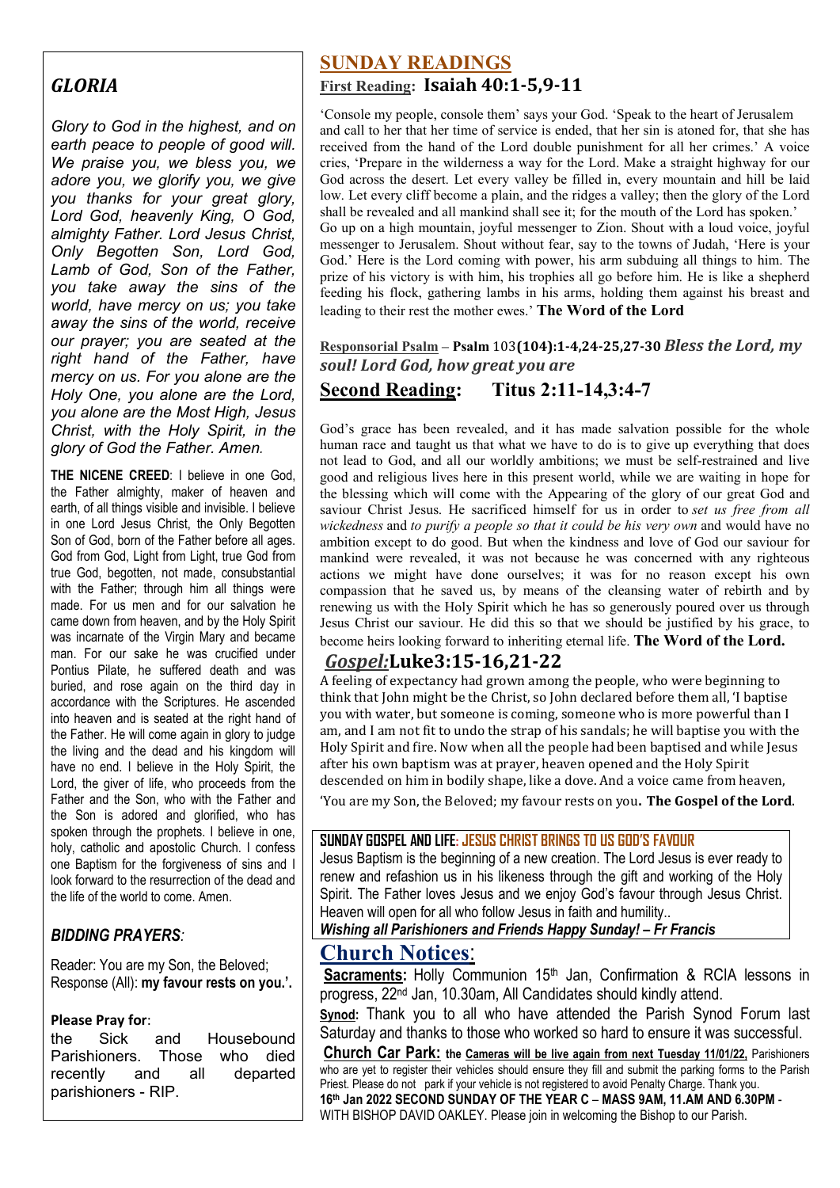## *GLORIA*

*Glory to God in the highest, and on earth peace to people of good will. We praise you, we bless you, we adore you, we glorify you, we give you thanks for your great glory, Lord God, heavenly King, O God, almighty Father. Lord Jesus Christ, Only Begotten Son, Lord God, Lamb of God, Son of the Father, you take away the sins of the world, have mercy on us; you take away the sins of the world, receive our prayer; you are seated at the right hand of the Father, have mercy on us. For you alone are the Holy One, you alone are the Lord, you alone are the Most High, Jesus Christ, with the Holy Spirit, in the glory of God the Father. Amen.*

**THE NICENE CREED**: I believe in one God, the Father almighty, maker of heaven and earth, of all things visible and invisible. I believe in one Lord Jesus Christ, the Only Begotten Son of God, born of the Father before all ages. God from God, Light from Light, true God from true God, begotten, not made, consubstantial with the Father; through him all things were made. For us men and for our salvation he came down from heaven, and by the Holy Spirit was incarnate of the Virgin Mary and became man. For our sake he was crucified under Pontius Pilate, he suffered death and was buried, and rose again on the third day in accordance with the Scriptures. He ascended into heaven and is seated at the right hand of the Father. He will come again in glory to judge the living and the dead and his kingdom will have no end. I believe in the Holy Spirit, the Lord, the giver of life, who proceeds from the Father and the Son, who with the Father and the Son is adored and glorified, who has spoken through the prophets. I believe in one, holy, catholic and apostolic Church. I confess one Baptism for the forgiveness of sins and I look forward to the resurrection of the dead and the life of the world to come. Amen.

### *BIDDING PRAYERS:*

Reader: You are my Son, the Beloved;
Response (All): **my favour rests on you.'.**

**Please Pray for**:
the Sick and Housebound Parishioners. Those who died recently and all departed parishioners - RIP.

## SUNDAY READINGS

**First Reading: Isaiah 40:1-5,9-11**

'Console my people, console them' says your God. 'Speak to the heart of Jerusalem and call to her that her time of service is ended, that her sin is atoned for, that she has received from the hand of the Lord double punishment for all her crimes.' A voice cries, 'Prepare in the wilderness a way for the Lord. Make a straight highway for our God across the desert. Let every valley be filled in, every mountain and hill be laid low. Let every cliff become a plain, and the ridges a valley; then the glory of the Lord shall be revealed and all mankind shall see it; for the mouth of the Lord has spoken.' Go up on a high mountain, joyful messenger to Zion. Shout with a loud voice, joyful messenger to Jerusalem. Shout without fear, say to the towns of Judah, 'Here is your God.' Here is the Lord coming with power, his arm subduing all things to him. The prize of his victory is with him, his trophies all go before him. He is like a shepherd feeding his flock, gathering lambs in his arms, holding them against his breast and leading to their rest the mother ewes.' **The Word of the Lord**

**Responsorial Psalm – Psalm 103(104):1-4,24-25,27-30** ***Bless the Lord, my soul! Lord God, how great you are***

**Second Reading: Titus 2:11-14,3:4-7**

God's grace has been revealed, and it has made salvation possible for the whole human race and taught us that what we have to do is to give up everything that does not lead to God, and all our worldly ambitions; we must be self-restrained and live good and religious lives here in this present world, while we are waiting in hope for the blessing which will come with the Appearing of the glory of our great God and saviour Christ Jesus. He sacrificed himself for us in order to *set us free from all wickedness* and *to purify a people so that it could be his very own* and would have no ambition except to do good. But when the kindness and love of God our saviour for mankind were revealed, it was not because he was concerned with any righteous actions we might have done ourselves; it was for no reason except his own compassion that he saved us, by means of the cleansing water of rebirth and by renewing us with the Holy Spirit which he has so generously poured over us through Jesus Christ our saviour. He did this so that we should be justified by his grace, to become heirs looking forward to inheriting eternal life. **The Word of the Lord.**

***Gospel:*****Luke3:15-16,21-22**

A feeling of expectancy had grown among the people, who were beginning to think that John might be the Christ, so John declared before them all, 'I baptise you with water, but someone is coming, someone who is more powerful than I am, and I am not fit to undo the strap of his sandals; he will baptise you with the Holy Spirit and fire. Now when all the people had been baptised and while Jesus after his own baptism was at prayer, heaven opened and the Holy Spirit descended on him in bodily shape, like a dove. And a voice came from heaven, 'You are my Son, the Beloved; my favour rests on you**. The Gospel of the Lord**.

**SUNDAY GOSPEL AND LIFE: JESUS CHRIST BRINGS TO US GOD'S FAVOUR**

Jesus Baptism is the beginning of a new creation. The Lord Jesus is ever ready to renew and refashion us in his likeness through the gift and working of the Holy Spirit. The Father loves Jesus and we enjoy God's favour through Jesus Christ. Heaven will open for all who follow Jesus in faith and humility..

***Wishing all Parishioners and Friends Happy Sunday! – Fr Francis***

## Church Notices:

**Sacraments:** Holly Communion 15th Jan, Confirmation & RCIA lessons in progress, 22nd Jan, 10.30am, All Candidates should kindly attend.

**Synod:** Thank you to all who have attended the Parish Synod Forum last Saturday and thanks to those who worked so hard to ensure it was successful.

**Church Car Park: the Cameras will be live again from next Tuesday 11/01/22,** Parishioners who are yet to register their vehicles should ensure they fill and submit the parking forms to the Parish Priest. Please do not park if your vehicle is not registered to avoid Penalty Charge. Thank you.

**16th Jan 2022 SECOND SUNDAY OF THE YEAR C – MASS 9AM, 11.AM AND 6.30PM** - WITH BISHOP DAVID OAKLEY. Please join in welcoming the Bishop to our Parish.